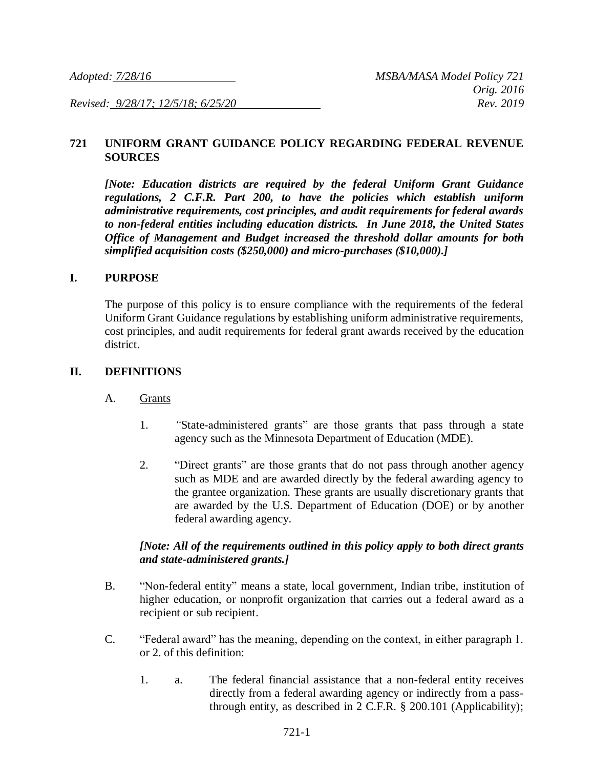*Adopted: 7/28/16* *MSBA/MASA Model Policy 721*
*Orig. 2016*
*Revised: 9/28/17; 12/5/18; 6/25/20* *Rev. 2019*

## 721 UNIFORM GRANT GUIDANCE POLICY REGARDING FEDERAL REVENUE SOURCES

***[Note: Education districts are required by the federal Uniform Grant Guidance regulations, 2 C.F.R. Part 200, to have the policies which establish uniform administrative requirements, cost principles, and audit requirements for federal awards to non-federal entities including education districts. In June 2018, the United States Office of Management and Budget increased the threshold dollar amounts for both simplified acquisition costs ($250,000) and micro-purchases ($10,000).]***

### I. PURPOSE

The purpose of this policy is to ensure compliance with the requirements of the federal Uniform Grant Guidance regulations by establishing uniform administrative requirements, cost principles, and audit requirements for federal grant awards received by the education district.

### II. DEFINITIONS

A. Grants

1. "State-administered grants" are those grants that pass through a state agency such as the Minnesota Department of Education (MDE).

2. "Direct grants" are those grants that do not pass through another agency such as MDE and are awarded directly by the federal awarding agency to the grantee organization. These grants are usually discretionary grants that are awarded by the U.S. Department of Education (DOE) or by another federal awarding agency.

***[Note: All of the requirements outlined in this policy apply to both direct grants and state-administered grants.]***

B. "Non-federal entity" means a state, local government, Indian tribe, institution of higher education, or nonprofit organization that carries out a federal award as a recipient or sub recipient.

C. "Federal award" has the meaning, depending on the context, in either paragraph 1. or 2. of this definition:

1. a. The federal financial assistance that a non-federal entity receives directly from a federal awarding agency or indirectly from a pass-through entity, as described in 2 C.F.R. § 200.101 (Applicability);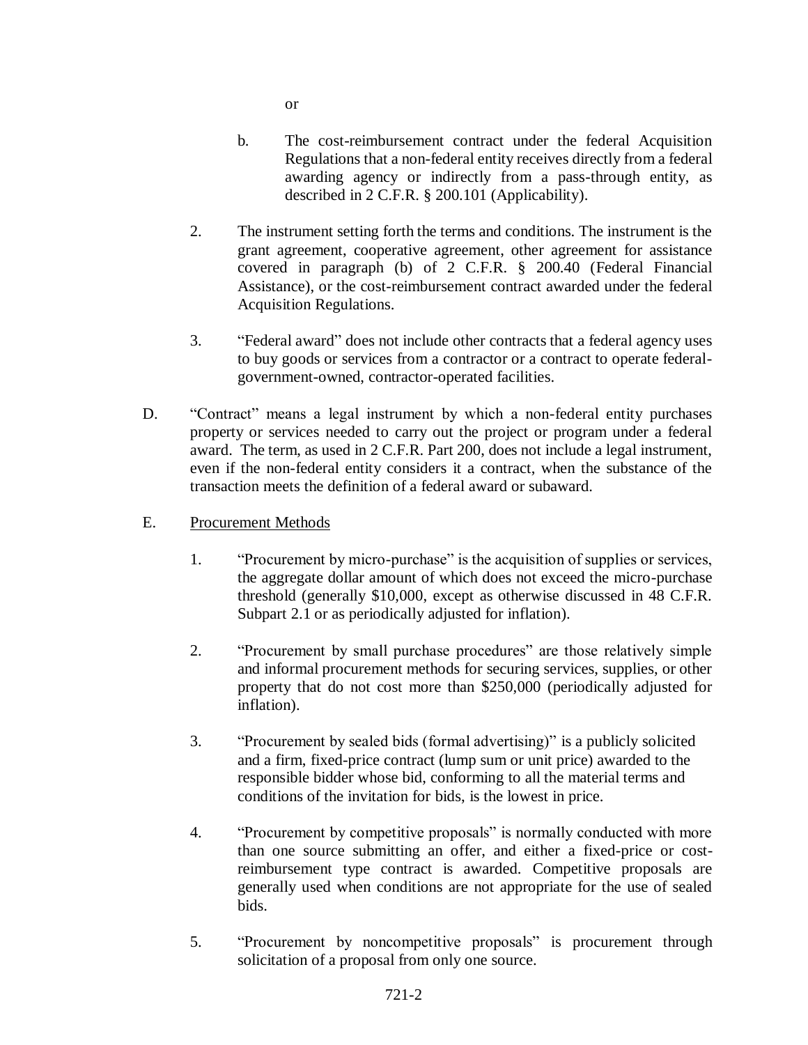or

b. The cost-reimbursement contract under the federal Acquisition Regulations that a non-federal entity receives directly from a federal awarding agency or indirectly from a pass-through entity, as described in 2 C.F.R. § 200.101 (Applicability).

2. The instrument setting forth the terms and conditions. The instrument is the grant agreement, cooperative agreement, other agreement for assistance covered in paragraph (b) of 2 C.F.R. § 200.40 (Federal Financial Assistance), or the cost-reimbursement contract awarded under the federal Acquisition Regulations.

3. "Federal award" does not include other contracts that a federal agency uses to buy goods or services from a contractor or a contract to operate federal-government-owned, contractor-operated facilities.

D. "Contract" means a legal instrument by which a non-federal entity purchases property or services needed to carry out the project or program under a federal award. The term, as used in 2 C.F.R. Part 200, does not include a legal instrument, even if the non-federal entity considers it a contract, when the substance of the transaction meets the definition of a federal award or subaward.

E. <u>Procurement Methods</u>

1. "Procurement by micro-purchase" is the acquisition of supplies or services, the aggregate dollar amount of which does not exceed the micro-purchase threshold (generally $10,000, except as otherwise discussed in 48 C.F.R. Subpart 2.1 or as periodically adjusted for inflation).

2. "Procurement by small purchase procedures" are those relatively simple and informal procurement methods for securing services, supplies, or other property that do not cost more than $250,000 (periodically adjusted for inflation).

3. "Procurement by sealed bids (formal advertising)" is a publicly solicited and a firm, fixed-price contract (lump sum or unit price) awarded to the responsible bidder whose bid, conforming to all the material terms and conditions of the invitation for bids, is the lowest in price.

4. "Procurement by competitive proposals" is normally conducted with more than one source submitting an offer, and either a fixed-price or cost-reimbursement type contract is awarded. Competitive proposals are generally used when conditions are not appropriate for the use of sealed bids.

5. "Procurement by noncompetitive proposals" is procurement through solicitation of a proposal from only one source.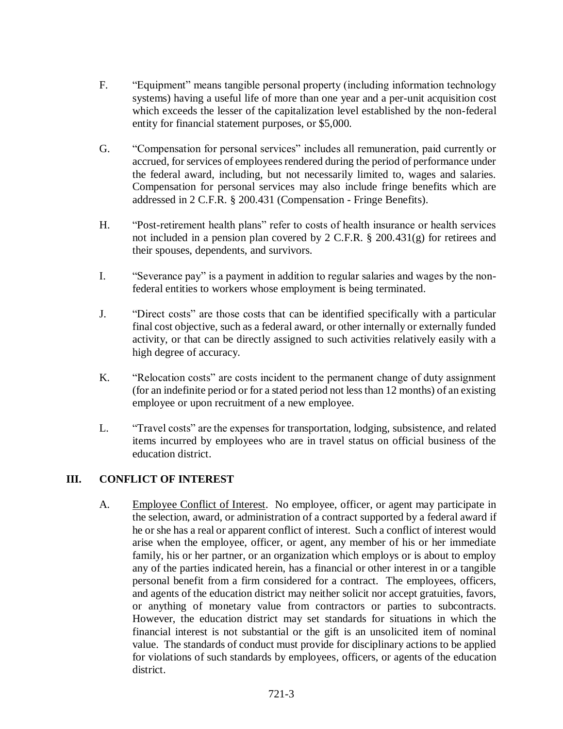F. "Equipment" means tangible personal property (including information technology systems) having a useful life of more than one year and a per-unit acquisition cost which exceeds the lesser of the capitalization level established by the non-federal entity for financial statement purposes, or $5,000.

G. "Compensation for personal services" includes all remuneration, paid currently or accrued, for services of employees rendered during the period of performance under the federal award, including, but not necessarily limited to, wages and salaries. Compensation for personal services may also include fringe benefits which are addressed in 2 C.F.R. § 200.431 (Compensation - Fringe Benefits).

H. "Post-retirement health plans" refer to costs of health insurance or health services not included in a pension plan covered by 2 C.F.R. § 200.431(g) for retirees and their spouses, dependents, and survivors.

I. "Severance pay" is a payment in addition to regular salaries and wages by the non-federal entities to workers whose employment is being terminated.

J. "Direct costs" are those costs that can be identified specifically with a particular final cost objective, such as a federal award, or other internally or externally funded activity, or that can be directly assigned to such activities relatively easily with a high degree of accuracy.

K. "Relocation costs" are costs incident to the permanent change of duty assignment (for an indefinite period or for a stated period not less than 12 months) of an existing employee or upon recruitment of a new employee.

L. "Travel costs" are the expenses for transportation, lodging, subsistence, and related items incurred by employees who are in travel status on official business of the education district.

## III. CONFLICT OF INTEREST

A. Employee Conflict of Interest. No employee, officer, or agent may participate in the selection, award, or administration of a contract supported by a federal award if he or she has a real or apparent conflict of interest. Such a conflict of interest would arise when the employee, officer, or agent, any member of his or her immediate family, his or her partner, or an organization which employs or is about to employ any of the parties indicated herein, has a financial or other interest in or a tangible personal benefit from a firm considered for a contract. The employees, officers, and agents of the education district may neither solicit nor accept gratuities, favors, or anything of monetary value from contractors or parties to subcontracts. However, the education district may set standards for situations in which the financial interest is not substantial or the gift is an unsolicited item of nominal value. The standards of conduct must provide for disciplinary actions to be applied for violations of such standards by employees, officers, or agents of the education district.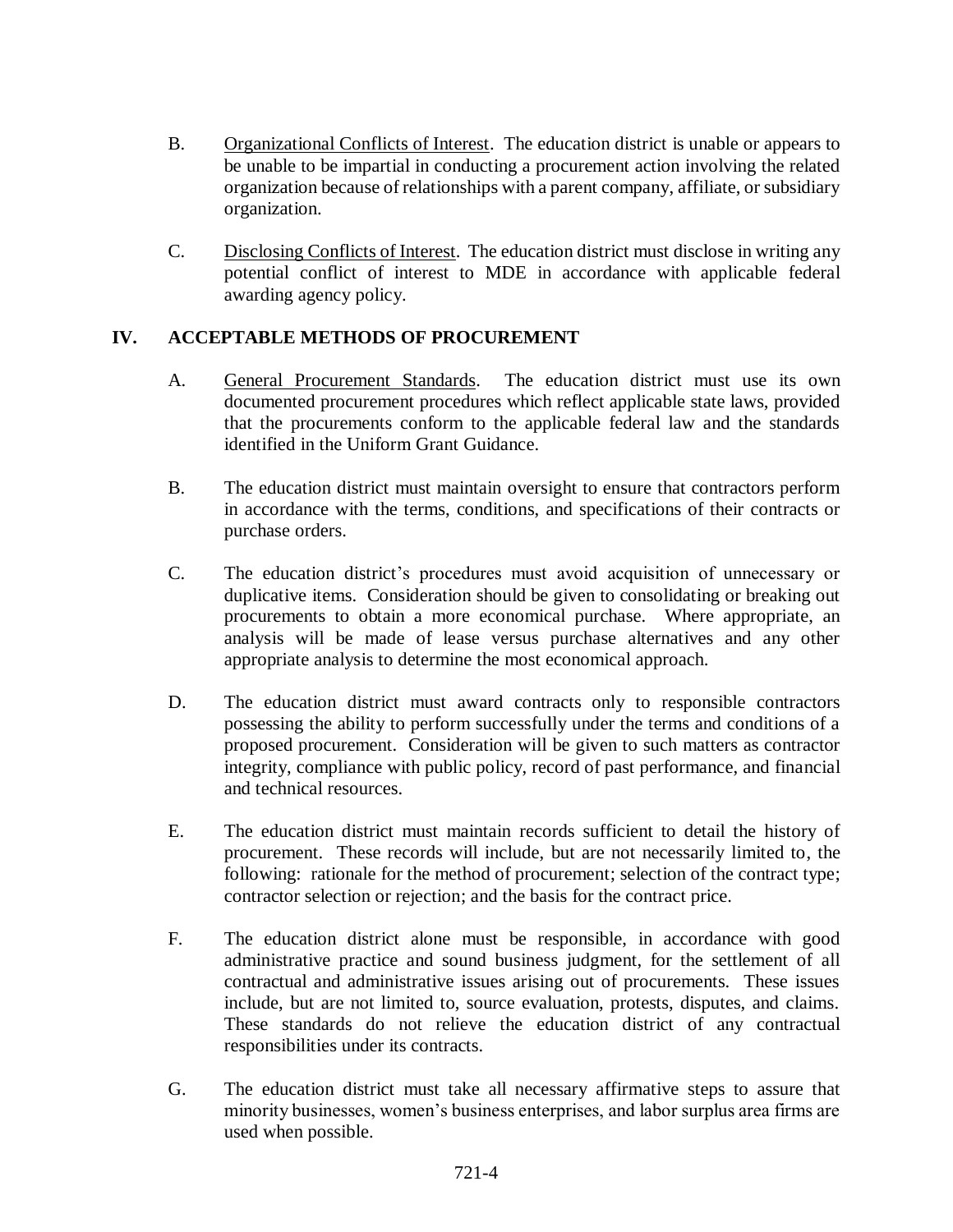B. Organizational Conflicts of Interest. The education district is unable or appears to be unable to be impartial in conducting a procurement action involving the related organization because of relationships with a parent company, affiliate, or subsidiary organization.

C. Disclosing Conflicts of Interest. The education district must disclose in writing any potential conflict of interest to MDE in accordance with applicable federal awarding agency policy.

## IV. ACCEPTABLE METHODS OF PROCUREMENT

A. General Procurement Standards. The education district must use its own documented procurement procedures which reflect applicable state laws, provided that the procurements conform to the applicable federal law and the standards identified in the Uniform Grant Guidance.

B. The education district must maintain oversight to ensure that contractors perform in accordance with the terms, conditions, and specifications of their contracts or purchase orders.

C. The education district's procedures must avoid acquisition of unnecessary or duplicative items. Consideration should be given to consolidating or breaking out procurements to obtain a more economical purchase. Where appropriate, an analysis will be made of lease versus purchase alternatives and any other appropriate analysis to determine the most economical approach.

D. The education district must award contracts only to responsible contractors possessing the ability to perform successfully under the terms and conditions of a proposed procurement. Consideration will be given to such matters as contractor integrity, compliance with public policy, record of past performance, and financial and technical resources.

E. The education district must maintain records sufficient to detail the history of procurement. These records will include, but are not necessarily limited to, the following: rationale for the method of procurement; selection of the contract type; contractor selection or rejection; and the basis for the contract price.

F. The education district alone must be responsible, in accordance with good administrative practice and sound business judgment, for the settlement of all contractual and administrative issues arising out of procurements. These issues include, but are not limited to, source evaluation, protests, disputes, and claims. These standards do not relieve the education district of any contractual responsibilities under its contracts.

G. The education district must take all necessary affirmative steps to assure that minority businesses, women's business enterprises, and labor surplus area firms are used when possible.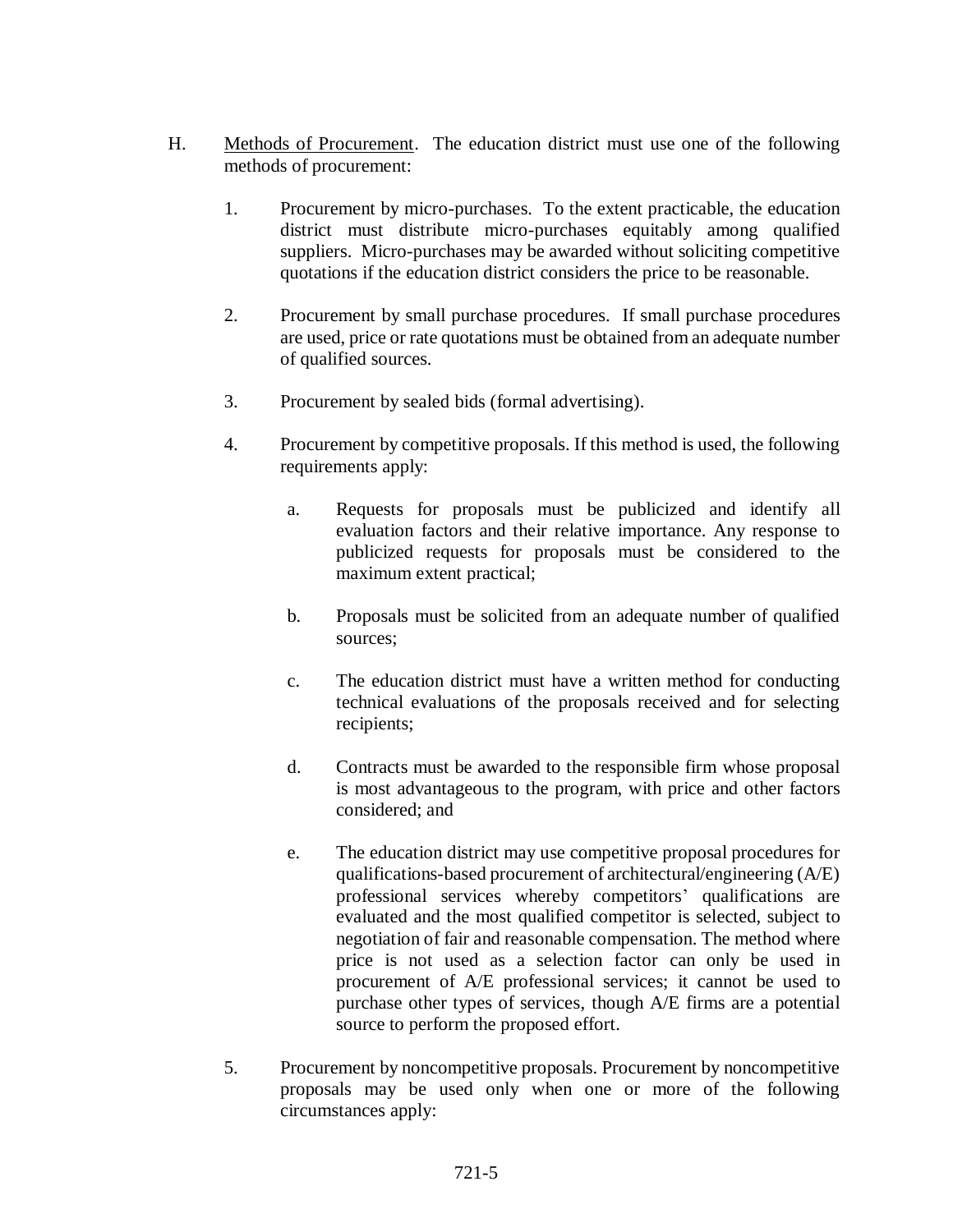H. Methods of Procurement. The education district must use one of the following methods of procurement:

1. Procurement by micro-purchases. To the extent practicable, the education district must distribute micro-purchases equitably among qualified suppliers. Micro-purchases may be awarded without soliciting competitive quotations if the education district considers the price to be reasonable.

2. Procurement by small purchase procedures. If small purchase procedures are used, price or rate quotations must be obtained from an adequate number of qualified sources.

3. Procurement by sealed bids (formal advertising).

4. Procurement by competitive proposals. If this method is used, the following requirements apply:

   a. Requests for proposals must be publicized and identify all evaluation factors and their relative importance. Any response to publicized requests for proposals must be considered to the maximum extent practical;

   b. Proposals must be solicited from an adequate number of qualified sources;

   c. The education district must have a written method for conducting technical evaluations of the proposals received and for selecting recipients;

   d. Contracts must be awarded to the responsible firm whose proposal is most advantageous to the program, with price and other factors considered; and

   e. The education district may use competitive proposal procedures for qualifications-based procurement of architectural/engineering (A/E) professional services whereby competitors' qualifications are evaluated and the most qualified competitor is selected, subject to negotiation of fair and reasonable compensation. The method where price is not used as a selection factor can only be used in procurement of A/E professional services; it cannot be used to purchase other types of services, though A/E firms are a potential source to perform the proposed effort.

5. Procurement by noncompetitive proposals. Procurement by noncompetitive proposals may be used only when one or more of the following circumstances apply: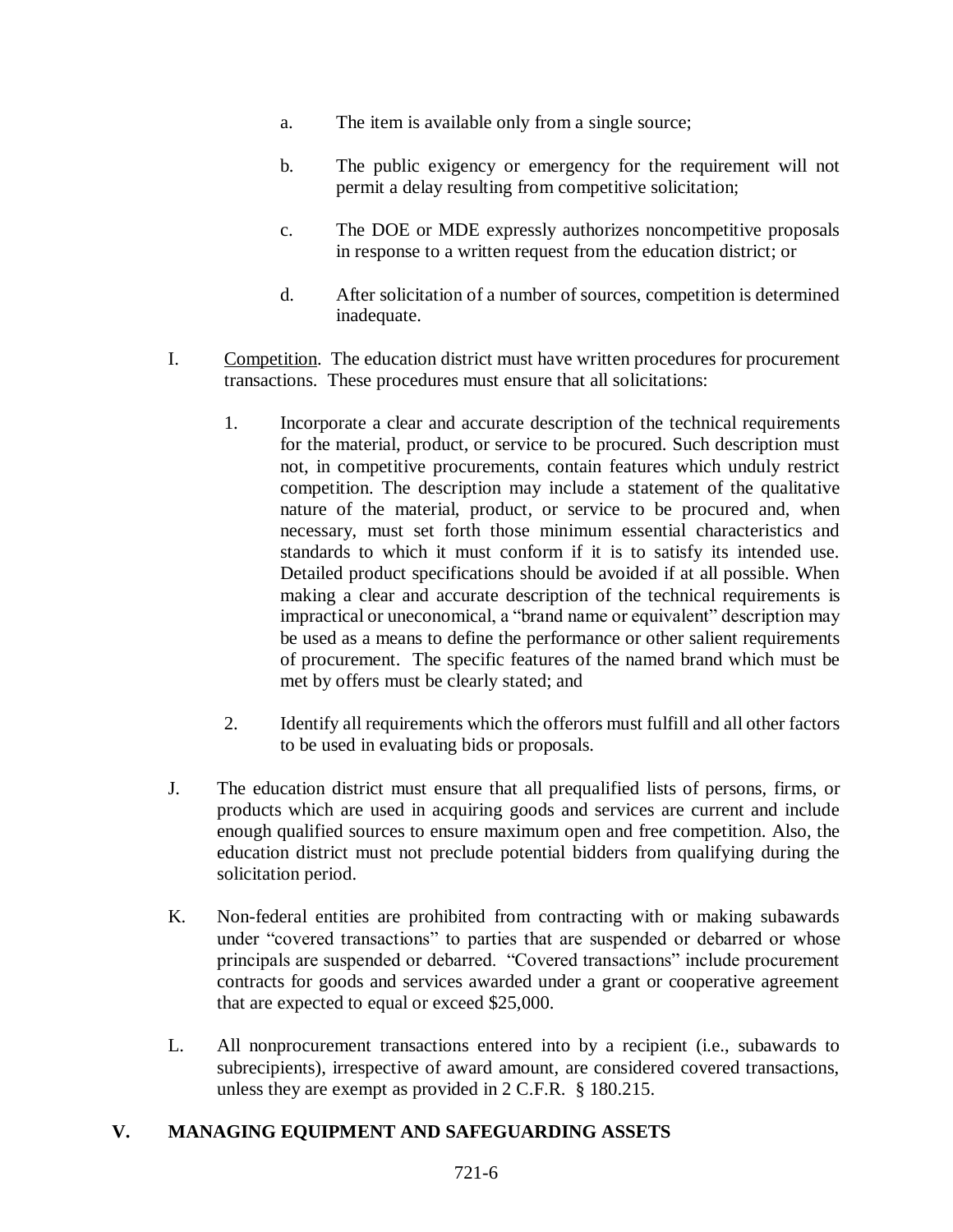a. The item is available only from a single source;

b. The public exigency or emergency for the requirement will not permit a delay resulting from competitive solicitation;

c. The DOE or MDE expressly authorizes noncompetitive proposals in response to a written request from the education district; or

d. After solicitation of a number of sources, competition is determined inadequate.

I. Competition. The education district must have written procedures for procurement transactions. These procedures must ensure that all solicitations:

1. Incorporate a clear and accurate description of the technical requirements for the material, product, or service to be procured. Such description must not, in competitive procurements, contain features which unduly restrict competition. The description may include a statement of the qualitative nature of the material, product, or service to be procured and, when necessary, must set forth those minimum essential characteristics and standards to which it must conform if it is to satisfy its intended use. Detailed product specifications should be avoided if at all possible. When making a clear and accurate description of the technical requirements is impractical or uneconomical, a "brand name or equivalent" description may be used as a means to define the performance or other salient requirements of procurement. The specific features of the named brand which must be met by offers must be clearly stated; and

2. Identify all requirements which the offerors must fulfill and all other factors to be used in evaluating bids or proposals.

J. The education district must ensure that all prequalified lists of persons, firms, or products which are used in acquiring goods and services are current and include enough qualified sources to ensure maximum open and free competition. Also, the education district must not preclude potential bidders from qualifying during the solicitation period.

K. Non-federal entities are prohibited from contracting with or making subawards under "covered transactions" to parties that are suspended or debarred or whose principals are suspended or debarred. "Covered transactions" include procurement contracts for goods and services awarded under a grant or cooperative agreement that are expected to equal or exceed $25,000.

L. All nonprocurement transactions entered into by a recipient (i.e., subawards to subrecipients), irrespective of award amount, are considered covered transactions, unless they are exempt as provided in 2 C.F.R. § 180.215.

## V. MANAGING EQUIPMENT AND SAFEGUARDING ASSETS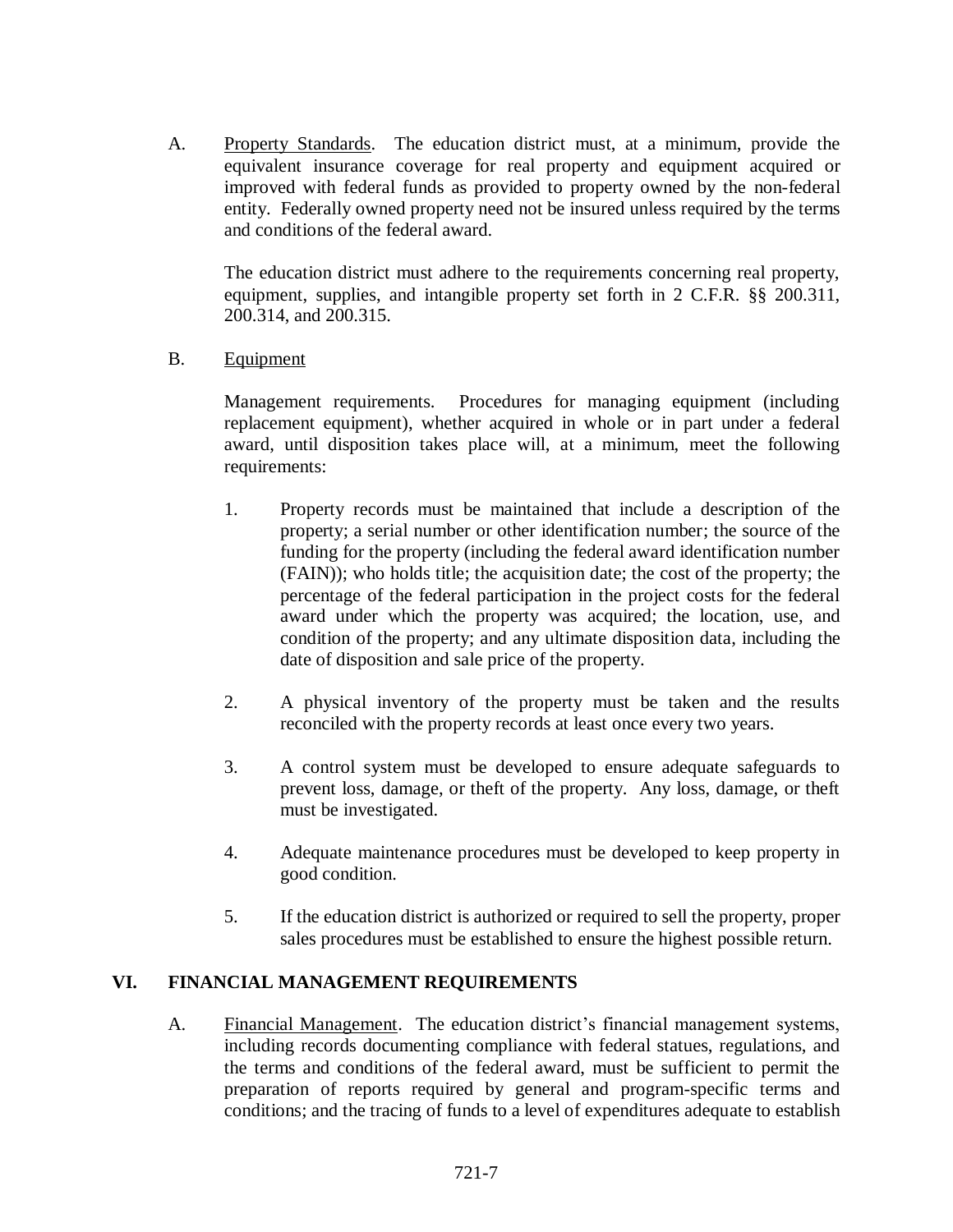A. Property Standards. The education district must, at a minimum, provide the equivalent insurance coverage for real property and equipment acquired or improved with federal funds as provided to property owned by the non-federal entity. Federally owned property need not be insured unless required by the terms and conditions of the federal award.

The education district must adhere to the requirements concerning real property, equipment, supplies, and intangible property set forth in 2 C.F.R. §§ 200.311, 200.314, and 200.315.

B. Equipment

Management requirements. Procedures for managing equipment (including replacement equipment), whether acquired in whole or in part under a federal award, until disposition takes place will, at a minimum, meet the following requirements:

1. Property records must be maintained that include a description of the property; a serial number or other identification number; the source of the funding for the property (including the federal award identification number (FAIN)); who holds title; the acquisition date; the cost of the property; the percentage of the federal participation in the project costs for the federal award under which the property was acquired; the location, use, and condition of the property; and any ultimate disposition data, including the date of disposition and sale price of the property.

2. A physical inventory of the property must be taken and the results reconciled with the property records at least once every two years.

3. A control system must be developed to ensure adequate safeguards to prevent loss, damage, or theft of the property. Any loss, damage, or theft must be investigated.

4. Adequate maintenance procedures must be developed to keep property in good condition.

5. If the education district is authorized or required to sell the property, proper sales procedures must be established to ensure the highest possible return.

## VI. FINANCIAL MANAGEMENT REQUIREMENTS

A. Financial Management. The education district's financial management systems, including records documenting compliance with federal statues, regulations, and the terms and conditions of the federal award, must be sufficient to permit the preparation of reports required by general and program-specific terms and conditions; and the tracing of funds to a level of expenditures adequate to establish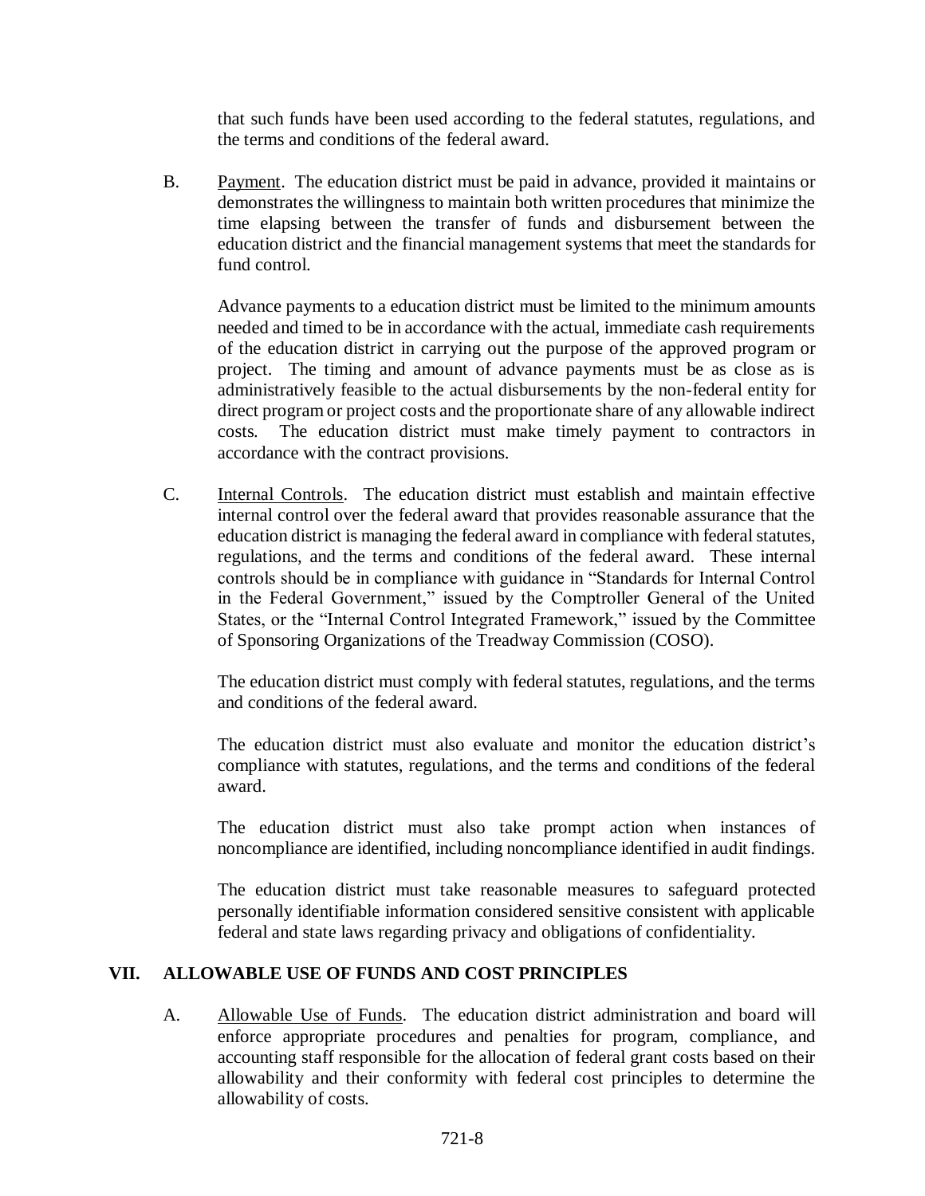that such funds have been used according to the federal statutes, regulations, and the terms and conditions of the federal award.

B. Payment. The education district must be paid in advance, provided it maintains or demonstrates the willingness to maintain both written procedures that minimize the time elapsing between the transfer of funds and disbursement between the education district and the financial management systems that meet the standards for fund control.

Advance payments to a education district must be limited to the minimum amounts needed and timed to be in accordance with the actual, immediate cash requirements of the education district in carrying out the purpose of the approved program or project. The timing and amount of advance payments must be as close as is administratively feasible to the actual disbursements by the non-federal entity for direct program or project costs and the proportionate share of any allowable indirect costs. The education district must make timely payment to contractors in accordance with the contract provisions.

C. Internal Controls. The education district must establish and maintain effective internal control over the federal award that provides reasonable assurance that the education district is managing the federal award in compliance with federal statutes, regulations, and the terms and conditions of the federal award. These internal controls should be in compliance with guidance in "Standards for Internal Control in the Federal Government," issued by the Comptroller General of the United States, or the "Internal Control Integrated Framework," issued by the Committee of Sponsoring Organizations of the Treadway Commission (COSO).

The education district must comply with federal statutes, regulations, and the terms and conditions of the federal award.

The education district must also evaluate and monitor the education district's compliance with statutes, regulations, and the terms and conditions of the federal award.

The education district must also take prompt action when instances of noncompliance are identified, including noncompliance identified in audit findings.

The education district must take reasonable measures to safeguard protected personally identifiable information considered sensitive consistent with applicable federal and state laws regarding privacy and obligations of confidentiality.

## VII. ALLOWABLE USE OF FUNDS AND COST PRINCIPLES

A. Allowable Use of Funds. The education district administration and board will enforce appropriate procedures and penalties for program, compliance, and accounting staff responsible for the allocation of federal grant costs based on their allowability and their conformity with federal cost principles to determine the allowability of costs.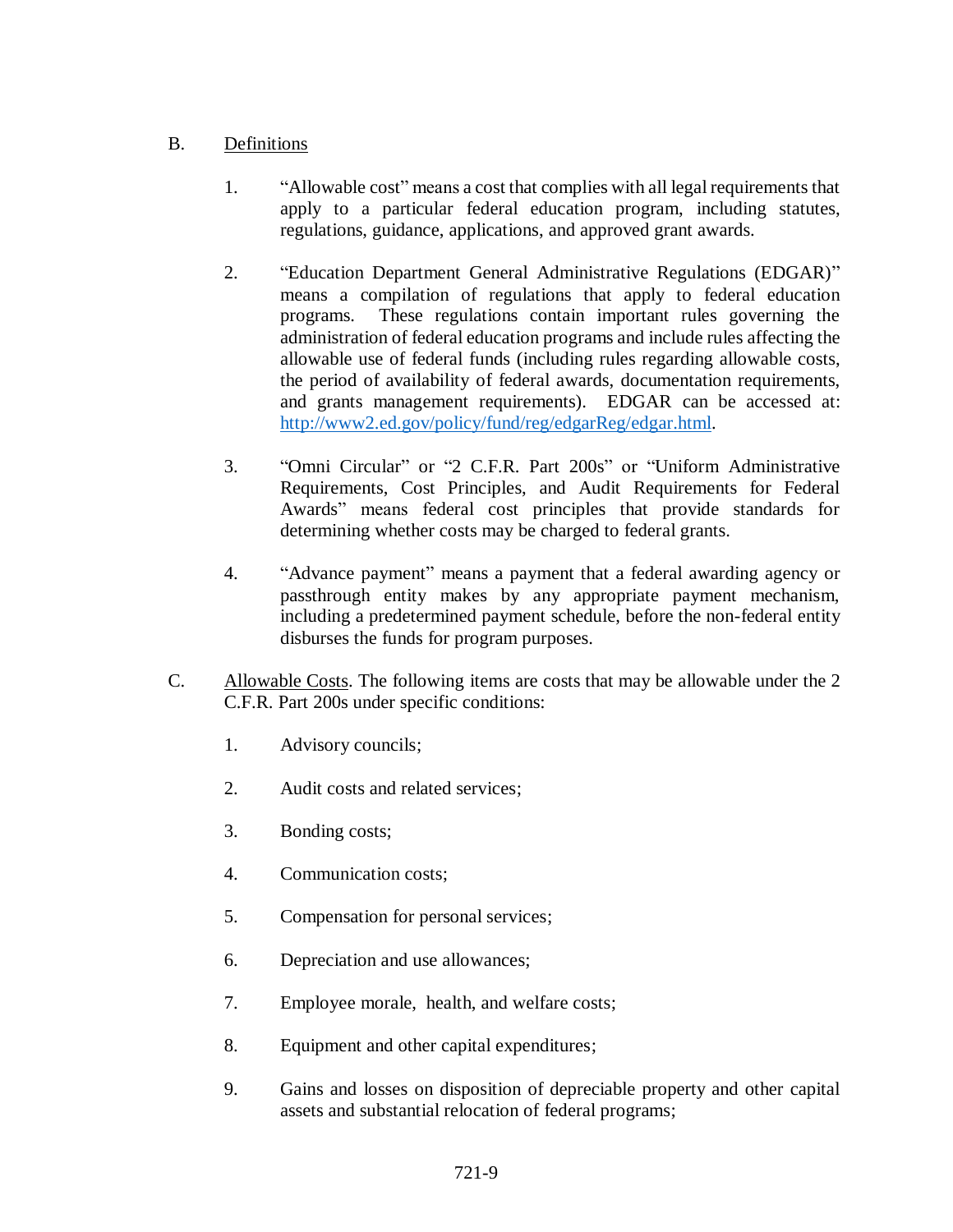B. Definitions

1. "Allowable cost" means a cost that complies with all legal requirements that apply to a particular federal education program, including statutes, regulations, guidance, applications, and approved grant awards.

2. "Education Department General Administrative Regulations (EDGAR)" means a compilation of regulations that apply to federal education programs. These regulations contain important rules governing the administration of federal education programs and include rules affecting the allowable use of federal funds (including rules regarding allowable costs, the period of availability of federal awards, documentation requirements, and grants management requirements). EDGAR can be accessed at: http://www2.ed.gov/policy/fund/reg/edgarReg/edgar.html.

3. "Omni Circular" or "2 C.F.R. Part 200s" or "Uniform Administrative Requirements, Cost Principles, and Audit Requirements for Federal Awards" means federal cost principles that provide standards for determining whether costs may be charged to federal grants.

4. "Advance payment" means a payment that a federal awarding agency or passthrough entity makes by any appropriate payment mechanism, including a predetermined payment schedule, before the non-federal entity disburses the funds for program purposes.

C. Allowable Costs. The following items are costs that may be allowable under the 2 C.F.R. Part 200s under specific conditions:

1. Advisory councils;

2. Audit costs and related services;

3. Bonding costs;

4. Communication costs;

5. Compensation for personal services;

6. Depreciation and use allowances;

7. Employee morale, health, and welfare costs;

8. Equipment and other capital expenditures;

9. Gains and losses on disposition of depreciable property and other capital assets and substantial relocation of federal programs;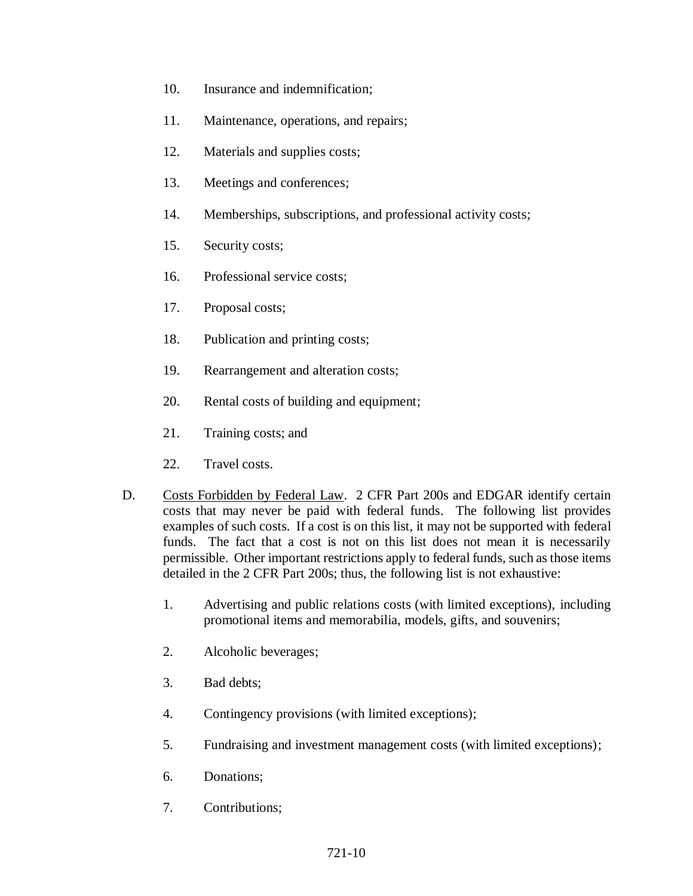10. Insurance and indemnification;

11. Maintenance, operations, and repairs;

12. Materials and supplies costs;

13. Meetings and conferences;

14. Memberships, subscriptions, and professional activity costs;

15. Security costs;

16. Professional service costs;

17. Proposal costs;

18. Publication and printing costs;

19. Rearrangement and alteration costs;

20. Rental costs of building and equipment;

21. Training costs; and

22. Travel costs.

D. Costs Forbidden by Federal Law. 2 CFR Part 200s and EDGAR identify certain costs that may never be paid with federal funds. The following list provides examples of such costs. If a cost is on this list, it may not be supported with federal funds. The fact that a cost is not on this list does not mean it is necessarily permissible. Other important restrictions apply to federal funds, such as those items detailed in the 2 CFR Part 200s; thus, the following list is not exhaustive:

1. Advertising and public relations costs (with limited exceptions), including promotional items and memorabilia, models, gifts, and souvenirs;

2. Alcoholic beverages;

3. Bad debts;

4. Contingency provisions (with limited exceptions);

5. Fundraising and investment management costs (with limited exceptions);

6. Donations;

7. Contributions;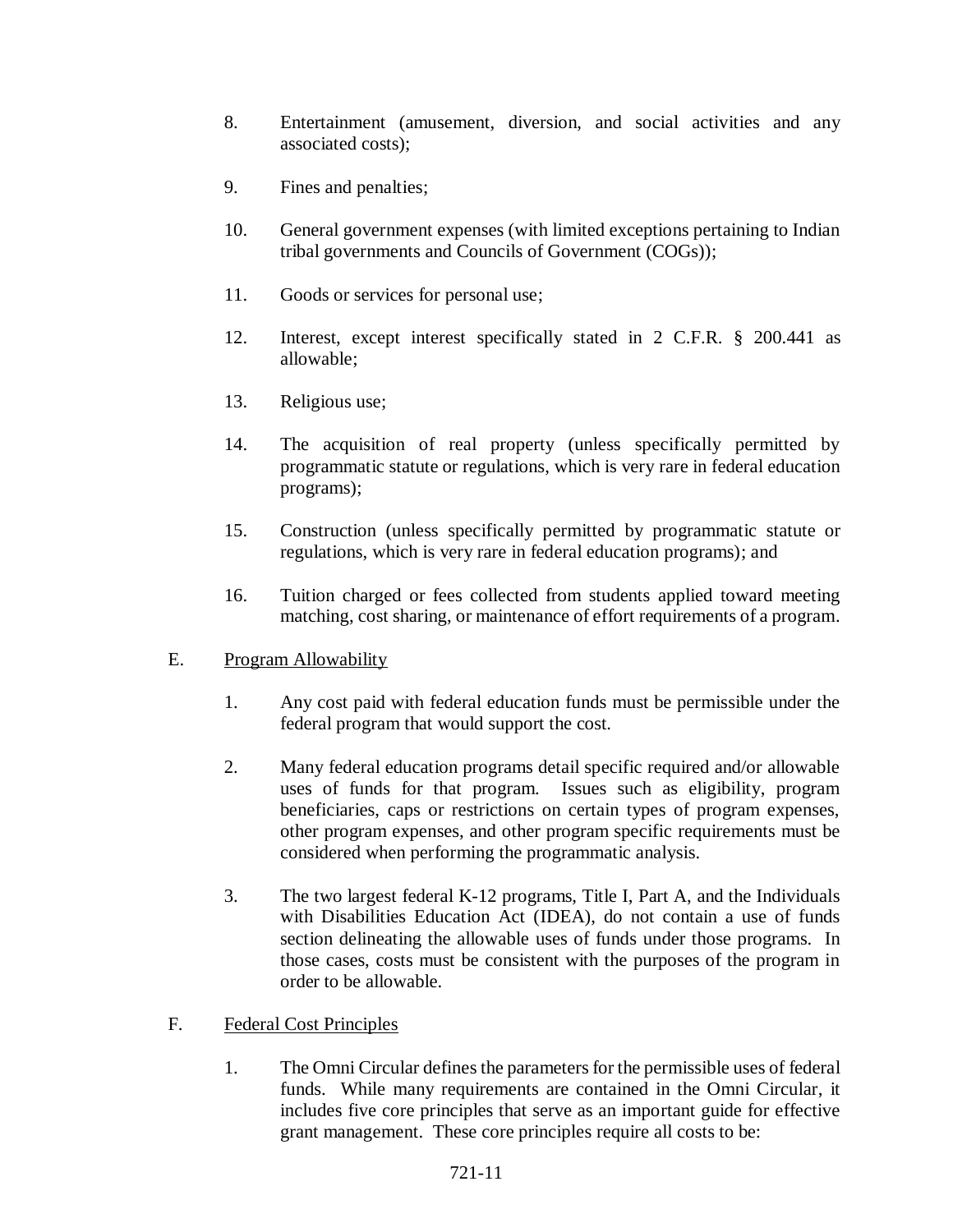8. Entertainment (amusement, diversion, and social activities and any associated costs);

9. Fines and penalties;

10. General government expenses (with limited exceptions pertaining to Indian tribal governments and Councils of Government (COGs));

11. Goods or services for personal use;

12. Interest, except interest specifically stated in 2 C.F.R. § 200.441 as allowable;

13. Religious use;

14. The acquisition of real property (unless specifically permitted by programmatic statute or regulations, which is very rare in federal education programs);

15. Construction (unless specifically permitted by programmatic statute or regulations, which is very rare in federal education programs); and

16. Tuition charged or fees collected from students applied toward meeting matching, cost sharing, or maintenance of effort requirements of a program.

E. Program Allowability

1. Any cost paid with federal education funds must be permissible under the federal program that would support the cost.

2. Many federal education programs detail specific required and/or allowable uses of funds for that program. Issues such as eligibility, program beneficiaries, caps or restrictions on certain types of program expenses, other program expenses, and other program specific requirements must be considered when performing the programmatic analysis.

3. The two largest federal K-12 programs, Title I, Part A, and the Individuals with Disabilities Education Act (IDEA), do not contain a use of funds section delineating the allowable uses of funds under those programs. In those cases, costs must be consistent with the purposes of the program in order to be allowable.

F. Federal Cost Principles

1. The Omni Circular defines the parameters for the permissible uses of federal funds. While many requirements are contained in the Omni Circular, it includes five core principles that serve as an important guide for effective grant management. These core principles require all costs to be: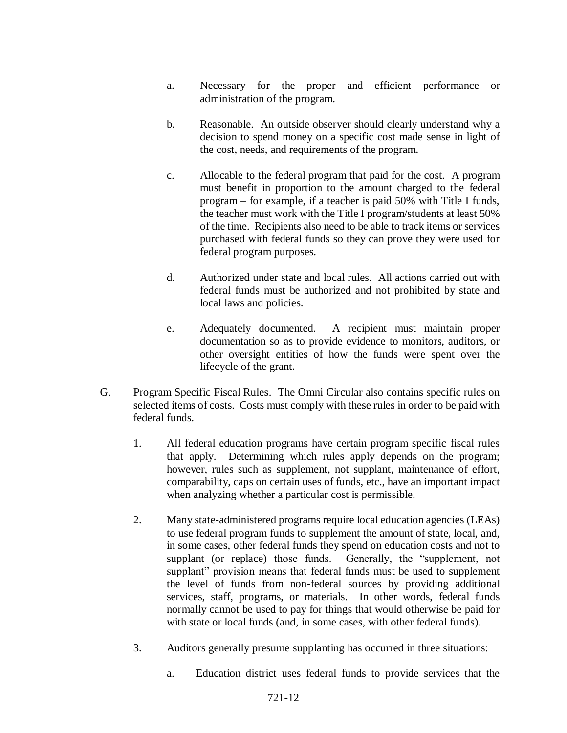a. Necessary for the proper and efficient performance or administration of the program.

b. Reasonable. An outside observer should clearly understand why a decision to spend money on a specific cost made sense in light of the cost, needs, and requirements of the program.

c. Allocable to the federal program that paid for the cost. A program must benefit in proportion to the amount charged to the federal program – for example, if a teacher is paid 50% with Title I funds, the teacher must work with the Title I program/students at least 50% of the time. Recipients also need to be able to track items or services purchased with federal funds so they can prove they were used for federal program purposes.

d. Authorized under state and local rules. All actions carried out with federal funds must be authorized and not prohibited by state and local laws and policies.

e. Adequately documented. A recipient must maintain proper documentation so as to provide evidence to monitors, auditors, or other oversight entities of how the funds were spent over the lifecycle of the grant.

G. Program Specific Fiscal Rules. The Omni Circular also contains specific rules on selected items of costs. Costs must comply with these rules in order to be paid with federal funds.

1. All federal education programs have certain program specific fiscal rules that apply. Determining which rules apply depends on the program; however, rules such as supplement, not supplant, maintenance of effort, comparability, caps on certain uses of funds, etc., have an important impact when analyzing whether a particular cost is permissible.

2. Many state-administered programs require local education agencies (LEAs) to use federal program funds to supplement the amount of state, local, and, in some cases, other federal funds they spend on education costs and not to supplant (or replace) those funds. Generally, the "supplement, not supplant" provision means that federal funds must be used to supplement the level of funds from non-federal sources by providing additional services, staff, programs, or materials. In other words, federal funds normally cannot be used to pay for things that would otherwise be paid for with state or local funds (and, in some cases, with other federal funds).

3. Auditors generally presume supplanting has occurred in three situations:

a. Education district uses federal funds to provide services that the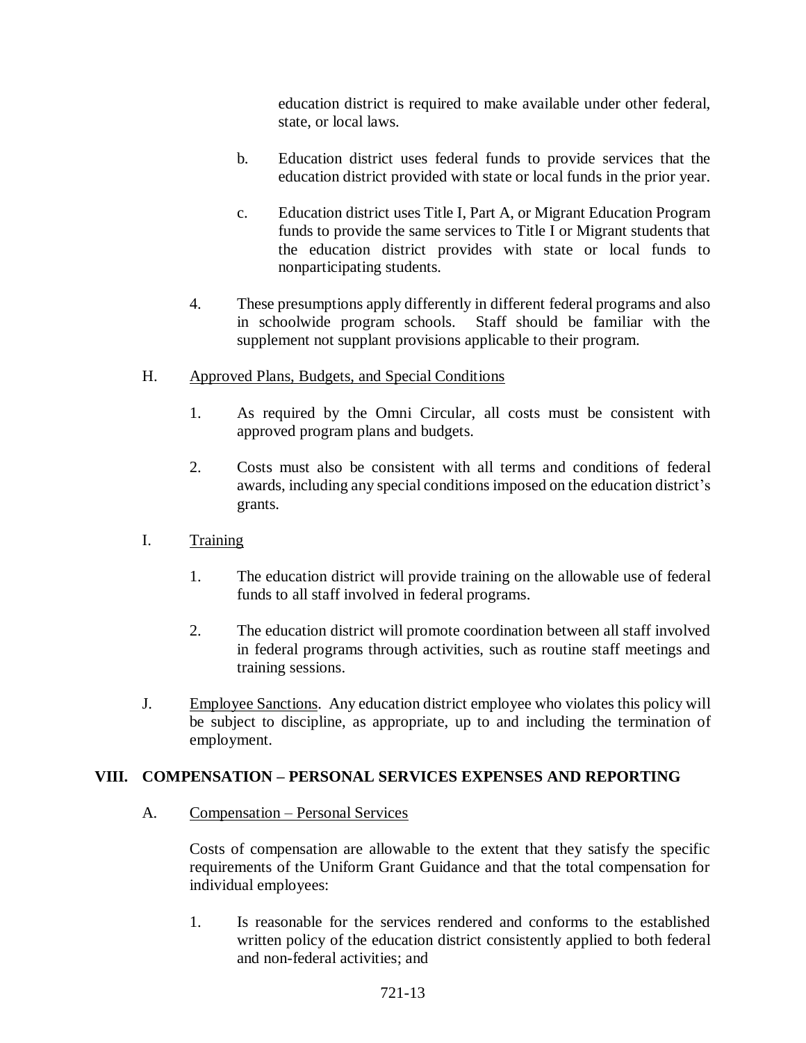education district is required to make available under other federal, state, or local laws.

b. Education district uses federal funds to provide services that the education district provided with state or local funds in the prior year.

c. Education district uses Title I, Part A, or Migrant Education Program funds to provide the same services to Title I or Migrant students that the education district provides with state or local funds to nonparticipating students.

4. These presumptions apply differently in different federal programs and also in schoolwide program schools. Staff should be familiar with the supplement not supplant provisions applicable to their program.

H. Approved Plans, Budgets, and Special Conditions

1. As required by the Omni Circular, all costs must be consistent with approved program plans and budgets.

2. Costs must also be consistent with all terms and conditions of federal awards, including any special conditions imposed on the education district's grants.

I. Training

1. The education district will provide training on the allowable use of federal funds to all staff involved in federal programs.

2. The education district will promote coordination between all staff involved in federal programs through activities, such as routine staff meetings and training sessions.

J. Employee Sanctions. Any education district employee who violates this policy will be subject to discipline, as appropriate, up to and including the termination of employment.

## VIII. COMPENSATION – PERSONAL SERVICES EXPENSES AND REPORTING

A. Compensation – Personal Services

Costs of compensation are allowable to the extent that they satisfy the specific requirements of the Uniform Grant Guidance and that the total compensation for individual employees:

1. Is reasonable for the services rendered and conforms to the established written policy of the education district consistently applied to both federal and non-federal activities; and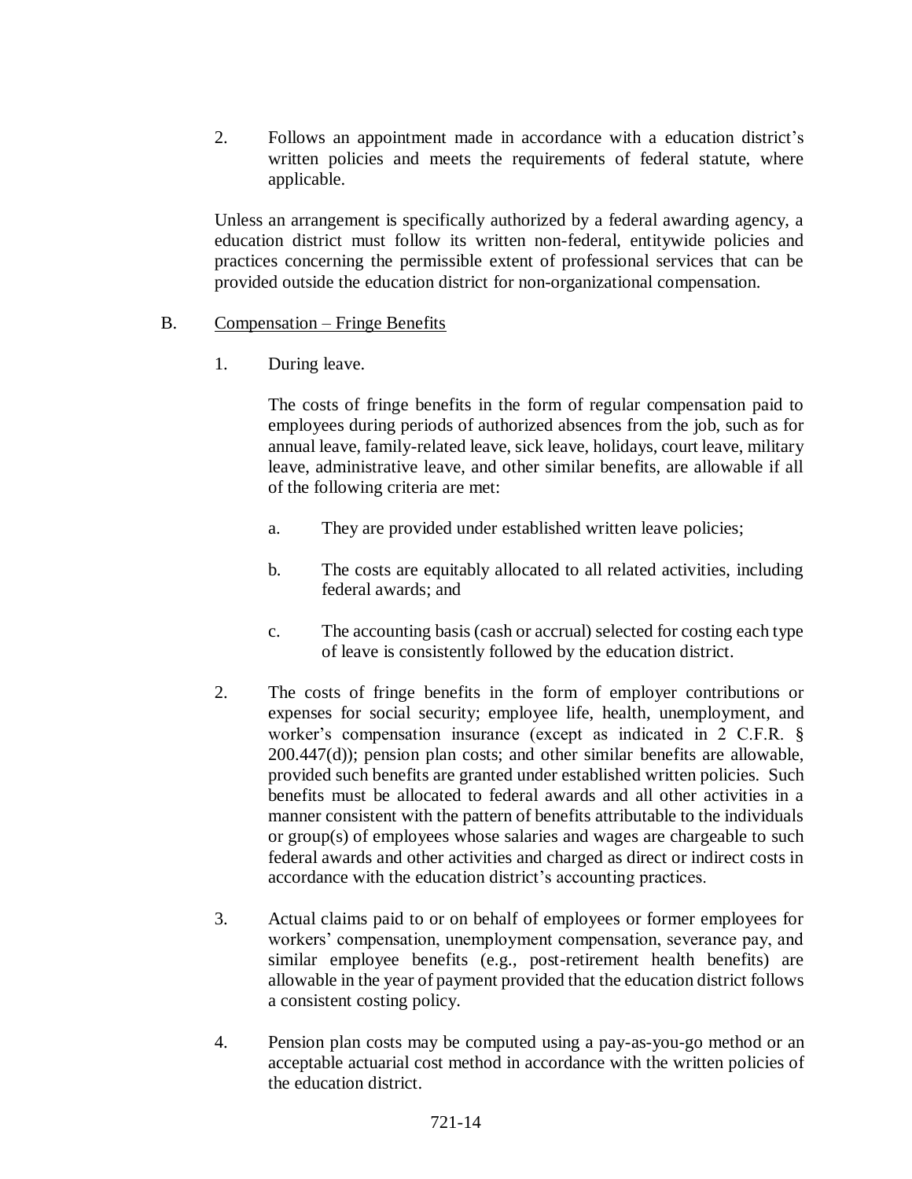2. Follows an appointment made in accordance with a education district's written policies and meets the requirements of federal statute, where applicable.

Unless an arrangement is specifically authorized by a federal awarding agency, a education district must follow its written non-federal, entitywide policies and practices concerning the permissible extent of professional services that can be provided outside the education district for non-organizational compensation.

B. Compensation – Fringe Benefits

1. During leave.

   The costs of fringe benefits in the form of regular compensation paid to employees during periods of authorized absences from the job, such as for annual leave, family-related leave, sick leave, holidays, court leave, military leave, administrative leave, and other similar benefits, are allowable if all of the following criteria are met:

   a. They are provided under established written leave policies;

   b. The costs are equitably allocated to all related activities, including federal awards; and

   c. The accounting basis (cash or accrual) selected for costing each type of leave is consistently followed by the education district.

2. The costs of fringe benefits in the form of employer contributions or expenses for social security; employee life, health, unemployment, and worker's compensation insurance (except as indicated in 2 C.F.R. § 200.447(d)); pension plan costs; and other similar benefits are allowable, provided such benefits are granted under established written policies. Such benefits must be allocated to federal awards and all other activities in a manner consistent with the pattern of benefits attributable to the individuals or group(s) of employees whose salaries and wages are chargeable to such federal awards and other activities and charged as direct or indirect costs in accordance with the education district's accounting practices.

3. Actual claims paid to or on behalf of employees or former employees for workers' compensation, unemployment compensation, severance pay, and similar employee benefits (e.g., post-retirement health benefits) are allowable in the year of payment provided that the education district follows a consistent costing policy.

4. Pension plan costs may be computed using a pay-as-you-go method or an acceptable actuarial cost method in accordance with the written policies of the education district.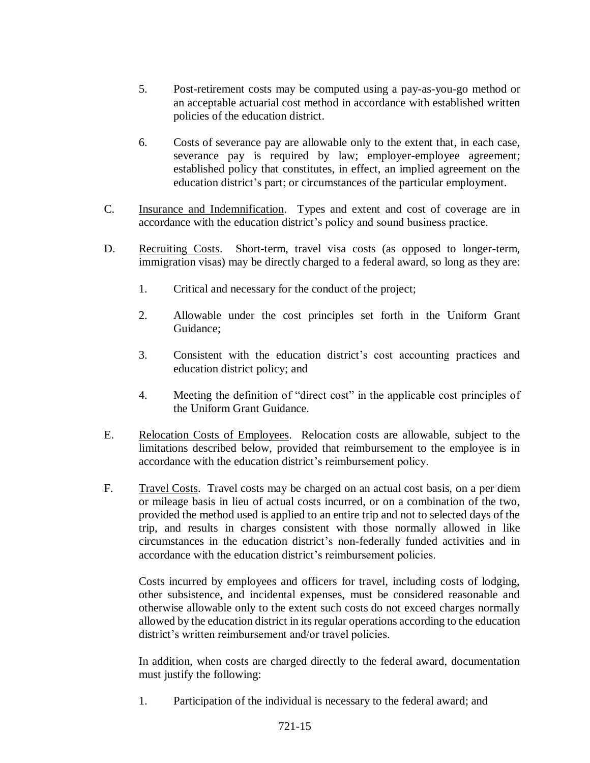5. Post-retirement costs may be computed using a pay-as-you-go method or an acceptable actuarial cost method in accordance with established written policies of the education district.

6. Costs of severance pay are allowable only to the extent that, in each case, severance pay is required by law; employer-employee agreement; established policy that constitutes, in effect, an implied agreement on the education district's part; or circumstances of the particular employment.

C. Insurance and Indemnification. Types and extent and cost of coverage are in accordance with the education district's policy and sound business practice.

D. Recruiting Costs. Short-term, travel visa costs (as opposed to longer-term, immigration visas) may be directly charged to a federal award, so long as they are:

1. Critical and necessary for the conduct of the project;

2. Allowable under the cost principles set forth in the Uniform Grant Guidance;

3. Consistent with the education district's cost accounting practices and education district policy; and

4. Meeting the definition of "direct cost" in the applicable cost principles of the Uniform Grant Guidance.

E. Relocation Costs of Employees. Relocation costs are allowable, subject to the limitations described below, provided that reimbursement to the employee is in accordance with the education district's reimbursement policy.

F. Travel Costs. Travel costs may be charged on an actual cost basis, on a per diem or mileage basis in lieu of actual costs incurred, or on a combination of the two, provided the method used is applied to an entire trip and not to selected days of the trip, and results in charges consistent with those normally allowed in like circumstances in the education district's non-federally funded activities and in accordance with the education district's reimbursement policies.

Costs incurred by employees and officers for travel, including costs of lodging, other subsistence, and incidental expenses, must be considered reasonable and otherwise allowable only to the extent such costs do not exceed charges normally allowed by the education district in its regular operations according to the education district's written reimbursement and/or travel policies.

In addition, when costs are charged directly to the federal award, documentation must justify the following:

1. Participation of the individual is necessary to the federal award; and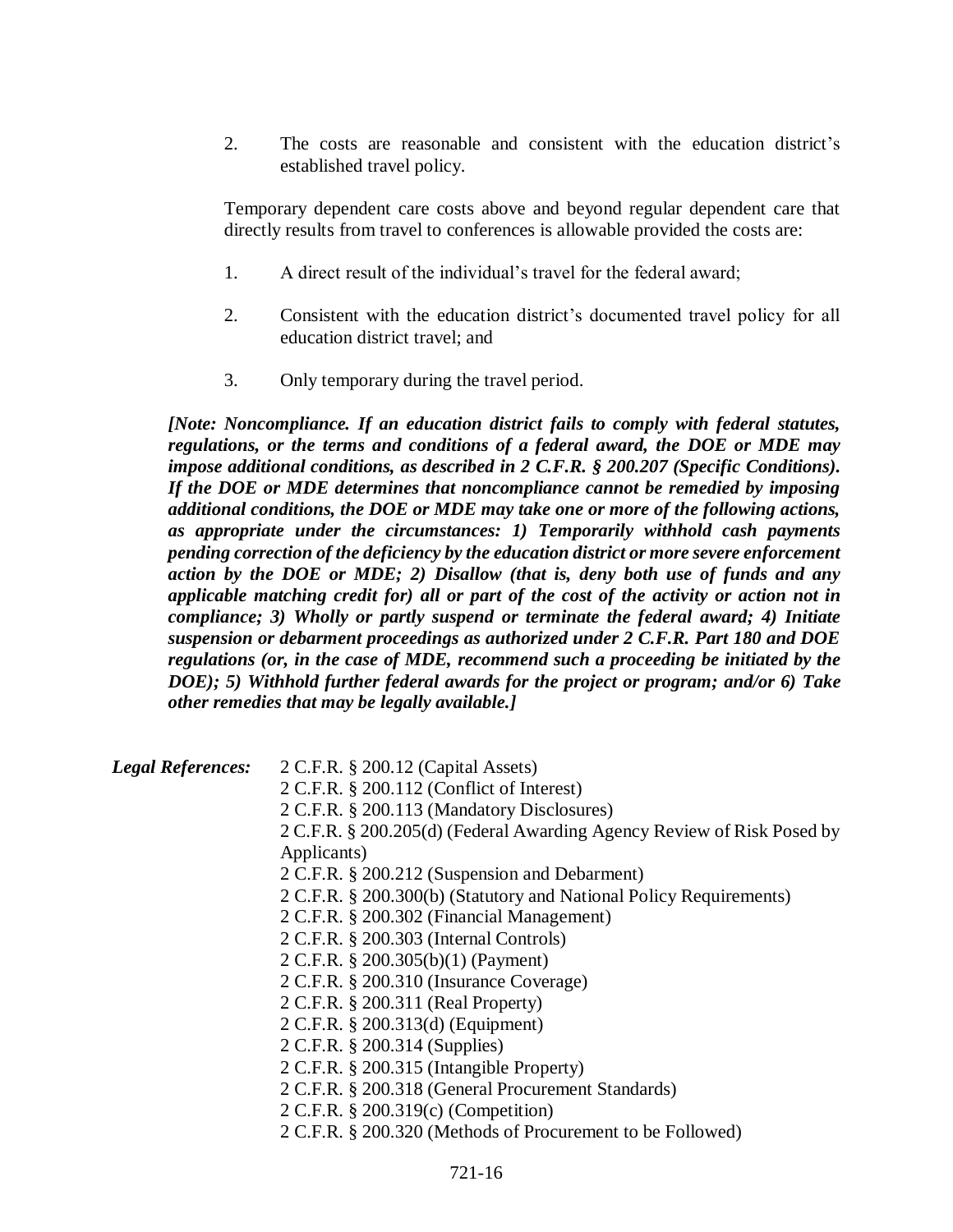2. The costs are reasonable and consistent with the education district's established travel policy.

Temporary dependent care costs above and beyond regular dependent care that directly results from travel to conferences is allowable provided the costs are:

1. A direct result of the individual's travel for the federal award;

2. Consistent with the education district's documented travel policy for all education district travel; and

3. Only temporary during the travel period.

***[Note: Noncompliance. If an education district fails to comply with federal statutes, regulations, or the terms and conditions of a federal award, the DOE or MDE may impose additional conditions, as described in 2 C.F.R. § 200.207 (Specific Conditions). If the DOE or MDE determines that noncompliance cannot be remedied by imposing additional conditions, the DOE or MDE may take one or more of the following actions, as appropriate under the circumstances: 1) Temporarily withhold cash payments pending correction of the deficiency by the education district or more severe enforcement action by the DOE or MDE; 2) Disallow (that is, deny both use of funds and any applicable matching credit for) all or part of the cost of the activity or action not in compliance; 3) Wholly or partly suspend or terminate the federal award; 4) Initiate suspension or debarment proceedings as authorized under 2 C.F.R. Part 180 and DOE regulations (or, in the case of MDE, recommend such a proceeding be initiated by the DOE); 5) Withhold further federal awards for the project or program; and/or 6) Take other remedies that may be legally available.]***

***Legal References:***
2 C.F.R. § 200.12 (Capital Assets)
2 C.F.R. § 200.112 (Conflict of Interest)
2 C.F.R. § 200.113 (Mandatory Disclosures)
2 C.F.R. § 200.205(d) (Federal Awarding Agency Review of Risk Posed by Applicants)
2 C.F.R. § 200.212 (Suspension and Debarment)
2 C.F.R. § 200.300(b) (Statutory and National Policy Requirements)
2 C.F.R. § 200.302 (Financial Management)
2 C.F.R. § 200.303 (Internal Controls)
2 C.F.R. § 200.305(b)(1) (Payment)
2 C.F.R. § 200.310 (Insurance Coverage)
2 C.F.R. § 200.311 (Real Property)
2 C.F.R. § 200.313(d) (Equipment)
2 C.F.R. § 200.314 (Supplies)
2 C.F.R. § 200.315 (Intangible Property)
2 C.F.R. § 200.318 (General Procurement Standards)
2 C.F.R. § 200.319(c) (Competition)
2 C.F.R. § 200.320 (Methods of Procurement to be Followed)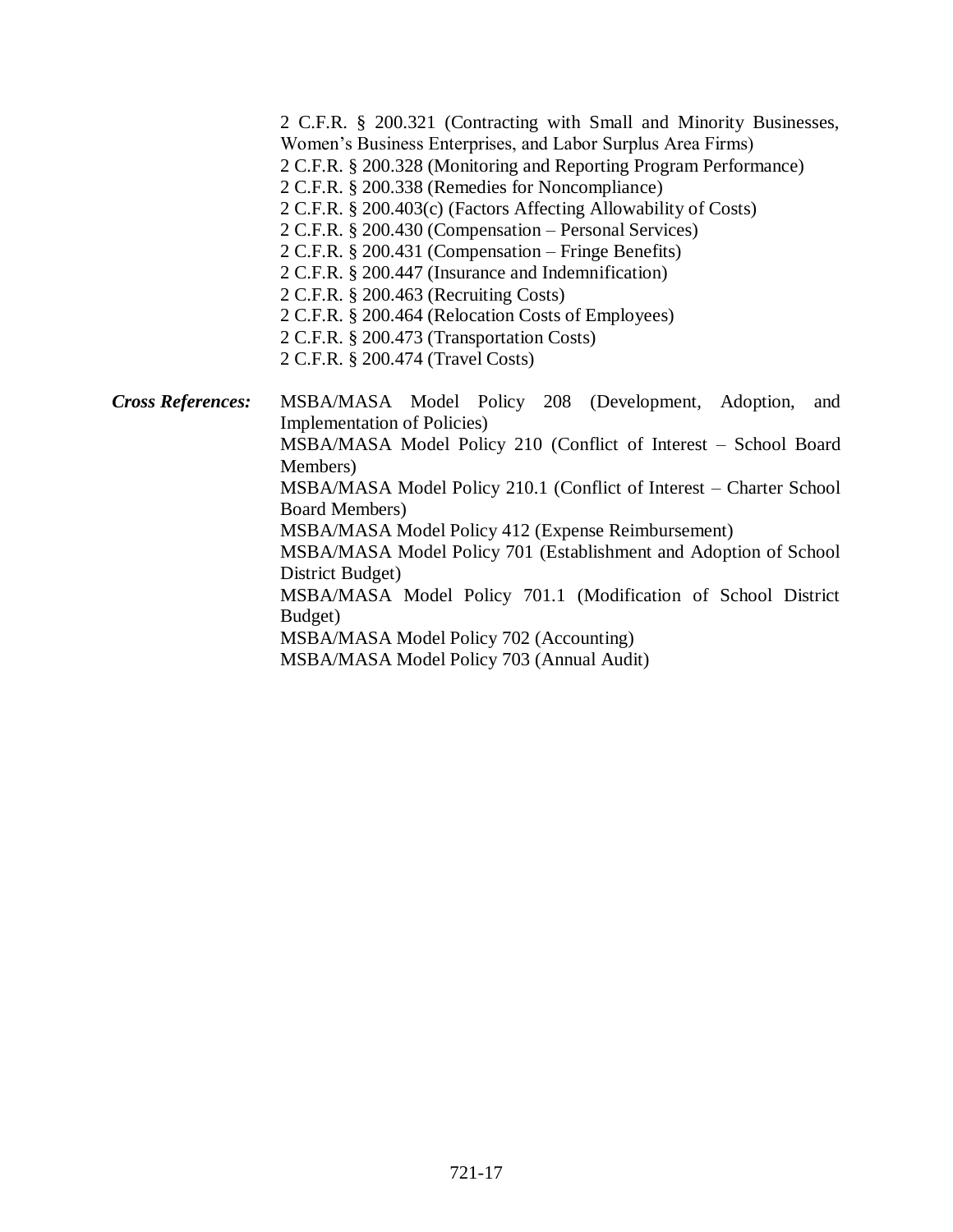2 C.F.R. § 200.321 (Contracting with Small and Minority Businesses, Women's Business Enterprises, and Labor Surplus Area Firms)
2 C.F.R. § 200.328 (Monitoring and Reporting Program Performance)
2 C.F.R. § 200.338 (Remedies for Noncompliance)
2 C.F.R. § 200.403(c) (Factors Affecting Allowability of Costs)
2 C.F.R. § 200.430 (Compensation – Personal Services)
2 C.F.R. § 200.431 (Compensation – Fringe Benefits)
2 C.F.R. § 200.447 (Insurance and Indemnification)
2 C.F.R. § 200.463 (Recruiting Costs)
2 C.F.R. § 200.464 (Relocation Costs of Employees)
2 C.F.R. § 200.473 (Transportation Costs)
2 C.F.R. § 200.474 (Travel Costs)

***Cross References:*** MSBA/MASA Model Policy 208 (Development, Adoption, and Implementation of Policies)
MSBA/MASA Model Policy 210 (Conflict of Interest – School Board Members)
MSBA/MASA Model Policy 210.1 (Conflict of Interest – Charter School Board Members)
MSBA/MASA Model Policy 412 (Expense Reimbursement)
MSBA/MASA Model Policy 701 (Establishment and Adoption of School District Budget)
MSBA/MASA Model Policy 701.1 (Modification of School District Budget)
MSBA/MASA Model Policy 702 (Accounting)
MSBA/MASA Model Policy 703 (Annual Audit)